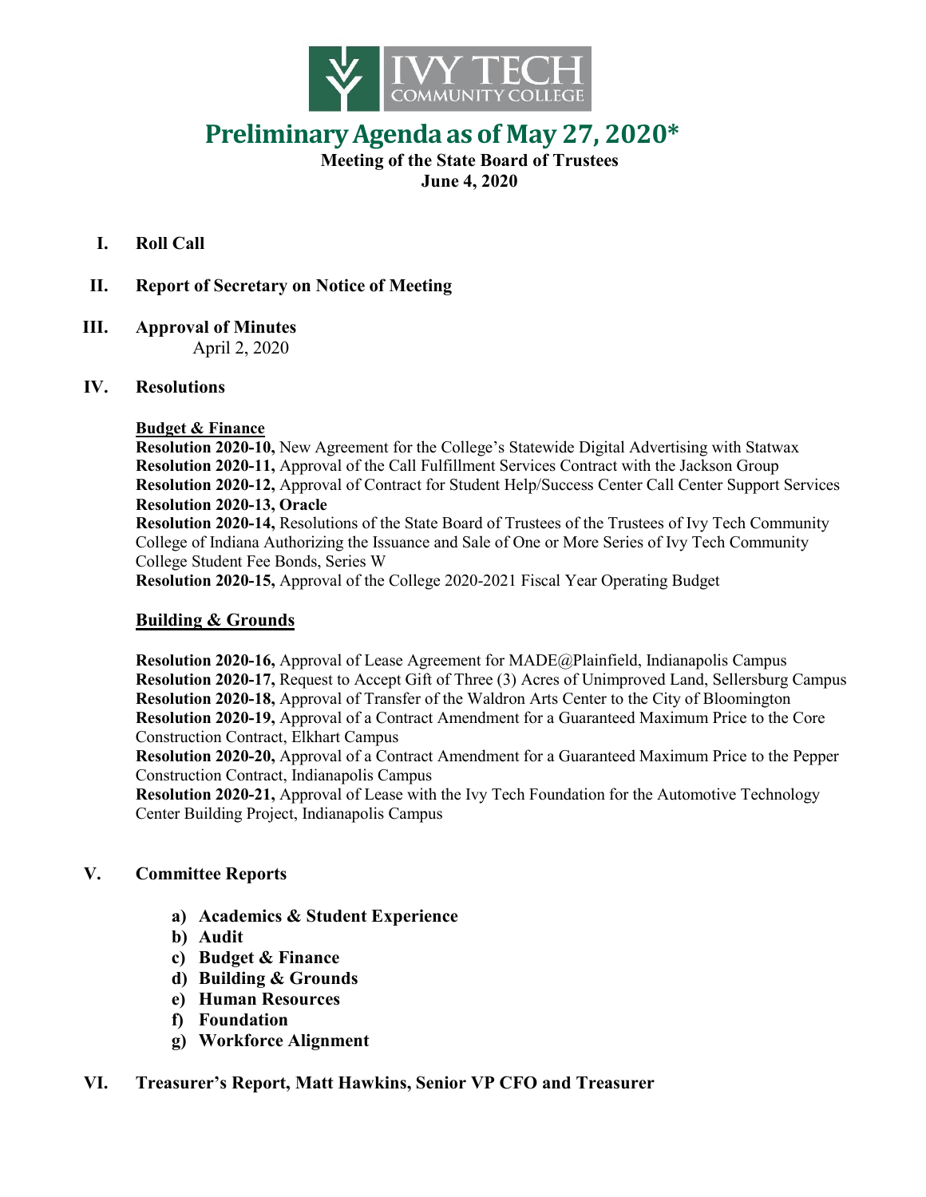# Preliminary Agenda as of May 27, 2020*

**Meeting of the State Board of Trustees**
**June 4, 2020**

**I. Roll Call**

**II. Report of Secretary on Notice of Meeting**

**III. Approval of Minutes**
April 2, 2020

**IV. Resolutions**

**Budget & Finance**

**Resolution 2020-10,** New Agreement for the College's Statewide Digital Advertising with Statwax
**Resolution 2020-11,** Approval of the Call Fulfillment Services Contract with the Jackson Group
**Resolution 2020-12,** Approval of Contract for Student Help/Success Center Call Center Support Services
**Resolution 2020-13, Oracle**
**Resolution 2020-14,** Resolutions of the State Board of Trustees of the Trustees of Ivy Tech Community College of Indiana Authorizing the Issuance and Sale of One or More Series of Ivy Tech Community College Student Fee Bonds, Series W
**Resolution 2020-15,** Approval of the College 2020-2021 Fiscal Year Operating Budget

**Building & Grounds**

**Resolution 2020-16,** Approval of Lease Agreement for MADE@Plainfield, Indianapolis Campus
**Resolution 2020-17,** Request to Accept Gift of Three (3) Acres of Unimproved Land, Sellersburg Campus
**Resolution 2020-18,** Approval of Transfer of the Waldron Arts Center to the City of Bloomington
**Resolution 2020-19,** Approval of a Contract Amendment for a Guaranteed Maximum Price to the Core Construction Contract, Elkhart Campus
**Resolution 2020-20,** Approval of a Contract Amendment for a Guaranteed Maximum Price to the Pepper Construction Contract, Indianapolis Campus
**Resolution 2020-21,** Approval of Lease with the Ivy Tech Foundation for the Automotive Technology Center Building Project, Indianapolis Campus

**V. Committee Reports**

- **a) Academics & Student Experience**
- **b) Audit**
- **c) Budget & Finance**
- **d) Building & Grounds**
- **e) Human Resources**
- **f) Foundation**
- **g) Workforce Alignment**

**VI. Treasurer's Report, Matt Hawkins, Senior VP CFO and Treasurer**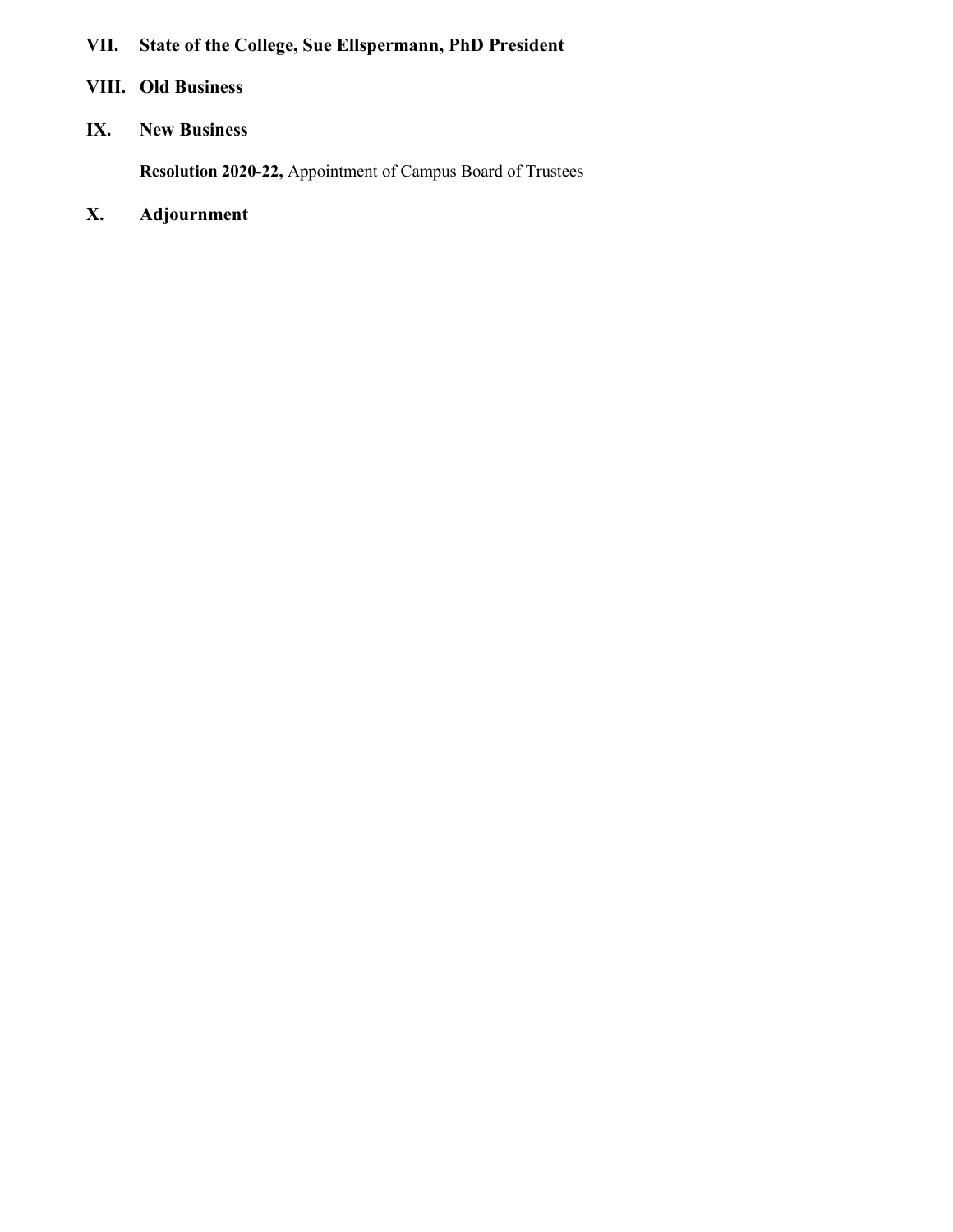## VII. State of the College, Sue Ellspermann, PhD President

## VIII. Old Business

## IX. New Business

**Resolution 2020-22,** Appointment of Campus Board of Trustees

## X. Adjournment